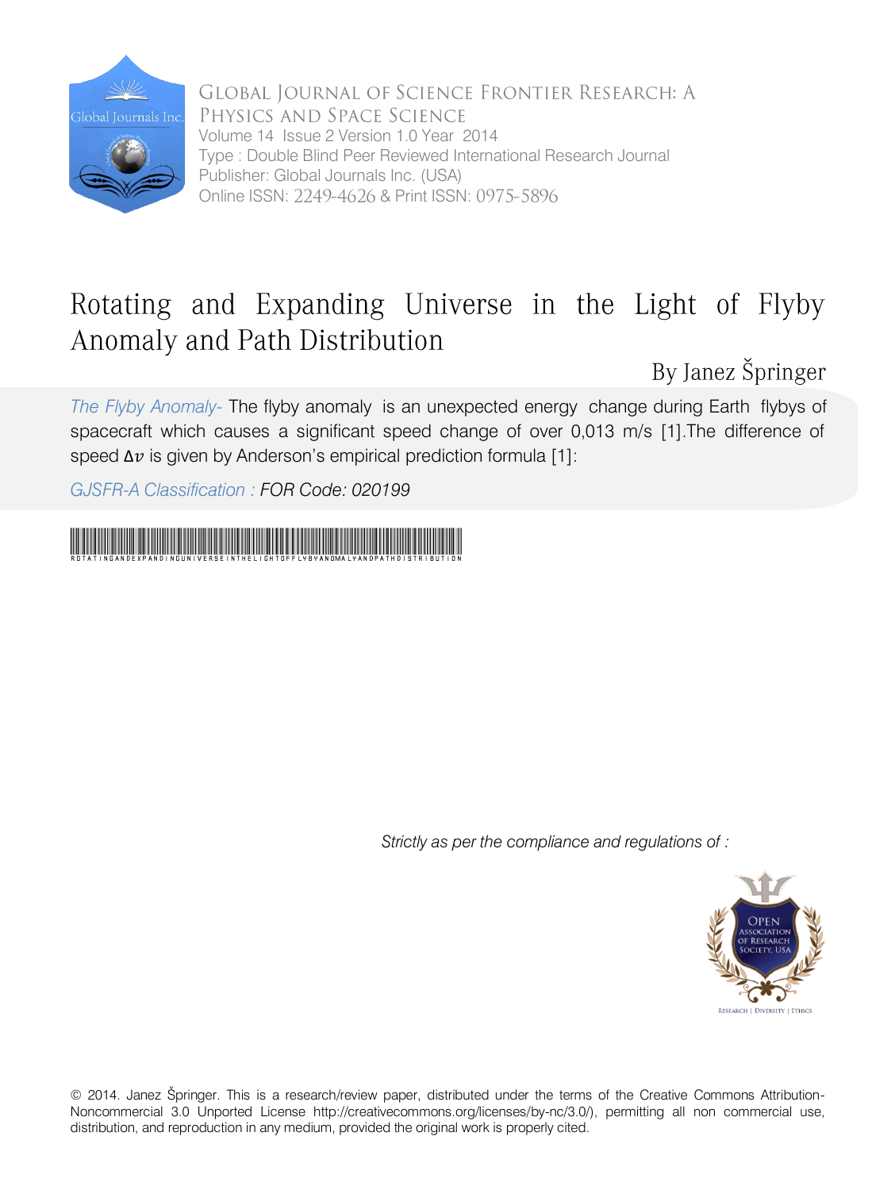Global Journal of Science Frontier Research: A Physics and Space Science
Volume 14 Issue 2 Version 1.0 Year 2014
Type : Double Blind Peer Reviewed International Research Journal
Publisher: Global Journals Inc. (USA)
Online ISSN: 2249-4626 & Print ISSN: 0975-5896

# Rotating and Expanding Universe in the Light of Flyby Anomaly and Path Distribution

By Janez Špringer

*The Flyby Anomaly-* The flyby anomaly is an unexpected energy change during Earth flybys of spacecraft which causes a significant speed change of over 0,013 m/s [1].The difference of speed $\Delta v$ is given by Anderson's empirical prediction formula [1]:

*GJSFR-A Classification : FOR Code: 020199*

ROTATINGANDEXPANDINGUNIVERSEINTHELIGHTOFFLYBYANOMALYANDPATHDISTRIBUTION

*Strictly as per the compliance and regulations of :*

© 2014. Janez Špringer. This is a research/review paper, distributed under the terms of the Creative Commons Attribution-Noncommercial 3.0 Unported License http://creativecommons.org/licenses/by-nc/3.0/), permitting all non commercial use, distribution, and reproduction in any medium, provided the original work is properly cited.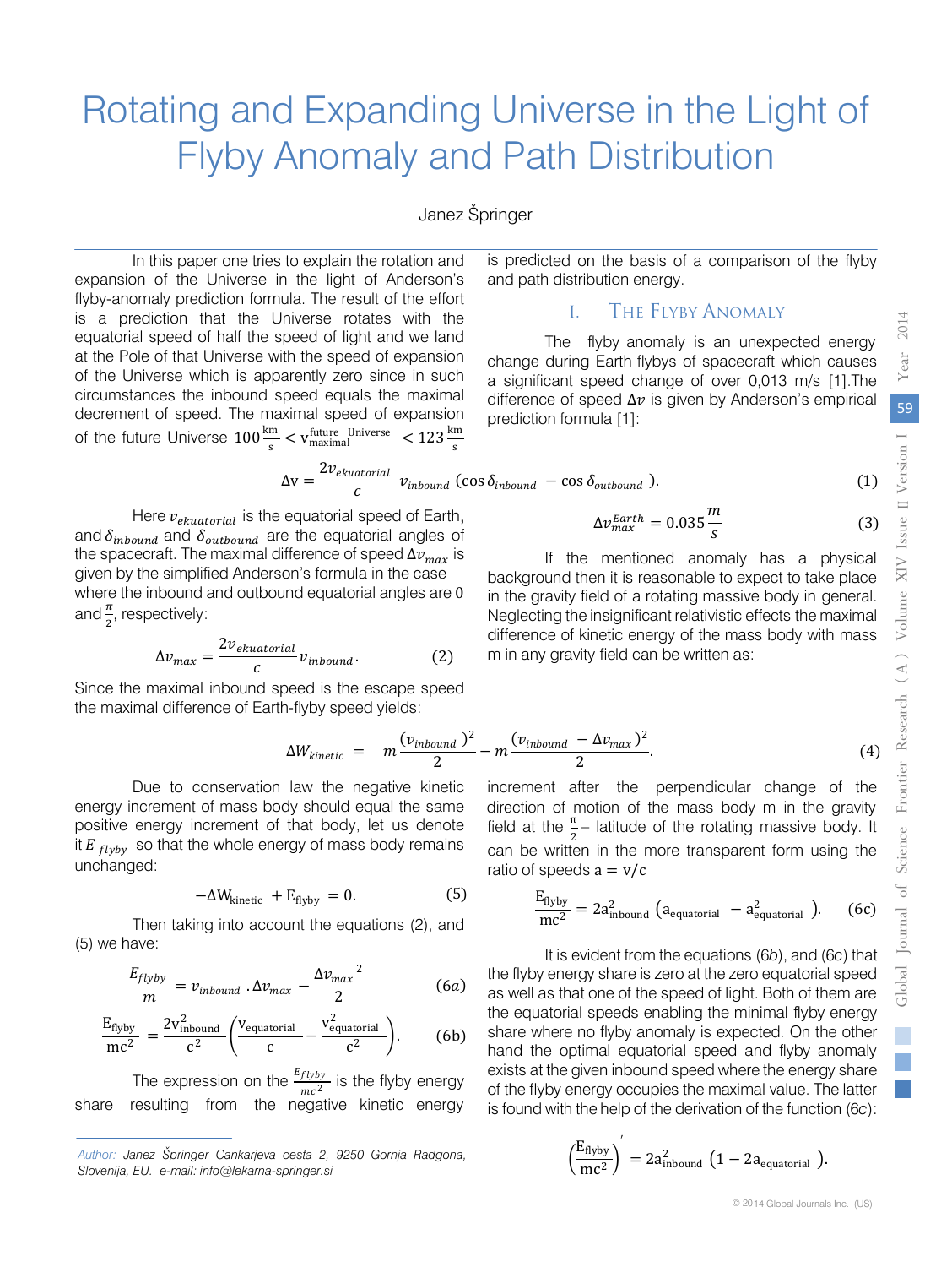# Rotating and Expanding Universe in the Light of Flyby Anomaly and Path Distribution

Janez Špringer

In this paper one tries to explain the rotation and expansion of the Universe in the light of Anderson's flyby-anomaly prediction formula. The result of the effort is a prediction that the Universe rotates with the equatorial speed of half the speed of light and we land at the Pole of that Universe with the speed of expansion of the Universe which is apparently zero since in such circumstances the inbound speed equals the maximal decrement of speed. The maximal speed of expansion of the future Universe $100\frac{\text{km}}{\text{s}} < v_{\text{maximal}}^{\text{future Universe}} < 123\frac{\text{km}}{\text{s}}$ is predicted on the basis of a comparison of the flyby and path distribution energy.

## I. The Flyby Anomaly

The flyby anomaly is an unexpected energy change during Earth flybys of spacecraft which causes a significant speed change of over 0,013 m/s [1].The difference of speed $\Delta v$ is given by Anderson's empirical prediction formula [1]:

$$\Delta \text{v} = \frac{2v_{ekuatorial}}{c} v_{inbound}\,(\cos\delta_{inbound} - \cos\delta_{outbound}\,). \tag{1}$$

Here $v_{ekuatorial}$ is the equatorial speed of Earth, and $\delta_{inbound}$ and $\delta_{outbound}$ are the equatorial angles of the spacecraft. The maximal difference of speed $\Delta v_{max}$ is given by the simplified Anderson's formula in the case where the inbound and outbound equatorial angles are 0 and $\frac{\pi}{2}$, respectively:

$$\Delta v_{max} = \frac{2v_{ekuatorial}}{c} v_{inbound}. \tag{2}$$

Since the maximal inbound speed is the escape speed the maximal difference of Earth-flyby speed yields:

$$\Delta v_{max}^{Earth} = 0.035\frac{m}{s} \tag{3}$$

If the mentioned anomaly has a physical background then it is reasonable to expect to take place in the gravity field of a rotating massive body in general. Neglecting the insignificant relativistic effects the maximal difference of kinetic energy of the mass body with mass m in any gravity field can be written as:

$$\Delta W_{kinetic} = \quad m\frac{(v_{inbound}\,)^2}{2} - m\frac{(v_{inbound}\, - \Delta v_{max}\,)^2}{2}. \tag{4}$$

Due to conservation law the negative kinetic energy increment of mass body should equal the same positive energy increment of that body, let us denote it $E_{flyby}$ so that the whole energy of mass body remains unchanged:

$$-\Delta \text{W}_{\text{kinetic}} + \text{E}_{\text{flyby}} = 0. \tag{5}$$

Then taking into account the equations (2), and (5) we have:

$$\frac{E_{flyby}}{m} = v_{inbound}\,.\Delta v_{max} - \frac{\Delta v_{max}{}^2}{2} \tag{6a}$$

$$\frac{\text{E}_{\text{flyby}}}{\text{mc}^2} = \frac{2\text{v}_{\text{inbound}}^2}{\text{c}^2}\left(\frac{\text{v}_{\text{equatorial}}}{\text{c}} - \frac{\text{v}_{\text{equatorial}}^2}{\text{c}^2}\right). \tag{6b}$$

The expression on the $\frac{E_{flyby}}{mc^2}$ is the flyby energy share resulting from the negative kinetic energy increment after the perpendicular change of the direction of motion of the mass body m in the gravity field at the $\frac{\pi}{2}$– latitude of the rotating massive body. It can be written in the more transparent form using the ratio of speeds $\text{a} = \text{v}/\text{c}$

$$\frac{\text{E}_{\text{flyby}}}{\text{mc}^2} = 2\text{a}_{\text{inbound}}^2\,(\text{a}_{\text{equatorial}} - \text{a}_{\text{equatorial}}^2\,). \tag{6c}$$

It is evident from the equations (6*b*), and (6*c*) that the flyby energy share is zero at the zero equatorial speed as well as that one of the speed of light. Both of them are the equatorial speeds enabling the minimal flyby energy share where no flyby anomaly is expected. On the other hand the optimal equatorial speed and flyby anomaly exists at the given inbound speed where the energy share of the flyby energy occupies the maximal value. The latter is found with the help of the derivation of the function (6*c*):

$$\left(\frac{\text{E}_{\text{flyby}}}{\text{mc}^2}\right)' = 2\text{a}_{\text{inbound}}^2\,(1 - 2\text{a}_{\text{equatorial}}\,).$$

*Author: Janez Špringer Cankarjeva cesta 2, 9250 Gornja Radgona, Slovenija, EU. e-mail: info@lekarna-springer.si*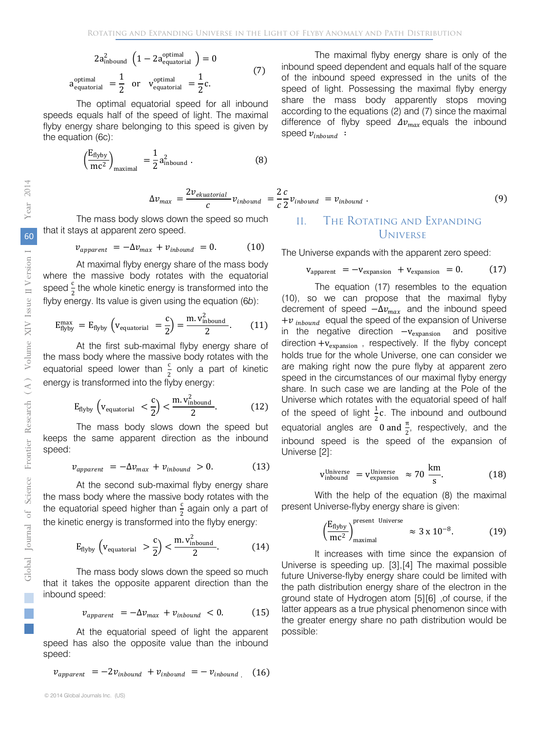$$2a_{\text{inbound}}^{2}\left(1-2a_{\text{equatorial}}^{\text{optimal}}\right)=0$$

$$a_{\text{equatorial}}^{\text{optimal}}=\frac{1}{2}\quad\text{or}\quad v_{\text{equatorial}}^{\text{optimal}}=\frac{1}{2}\text{c}. \tag{7}$$

The optimal equatorial speed for all inbound speeds equals half of the speed of light. The maximal flyby energy share belonging to this speed is given by the equation (6c):

$$\left(\frac{\text{E}_{\text{flyby}}}{\text{mc}^{2}}\right)_{\text{maximal}}=\frac{1}{2}a_{\text{inbound}}^{2}\,. \tag{8}$$

The maximal flyby energy share is only of the inbound speed dependent and equals half of the square of the inbound speed expressed in the units of the speed of light. Possessing the maximal flyby energy share the mass body apparently stops moving according to the equations (2) and (7) since the maximal difference of flyby speed $\Delta v_{max}$ equals the inbound speed $v_{inbound}$ :

$$\Delta v_{max}=\frac{2v_{ekuatorial}}{c}v_{inbound}=\frac{2}{c}\frac{c}{2}v_{inbound}=v_{inbound}\,. \tag{9}$$

The mass body slows down the speed so much that it stays at apparent zero speed.

$$v_{apparent}=-\Delta v_{max}+v_{inbound}=0. \tag{10}$$

At maximal flyby energy share of the mass body where the massive body rotates with the equatorial speed $\frac{c}{2}$ the whole kinetic energy is transformed into the flyby energy. Its value is given using the equation (6*b*):

$$\text{E}_{\text{flyby}}^{\max}=\text{E}_{\text{flyby}}\left(\text{v}_{\text{equatorial}}=\frac{\text{c}}{2}\right)=\frac{\text{m}.\,\text{v}_{\text{inbound}}^{2}}{2}. \tag{11}$$

At the first sub-maximal flyby energy share of the mass body where the massive body rotates with the equatorial speed lower than $\frac{c}{2}$ only a part of kinetic energy is transformed into the flyby energy:

$$\text{E}_{\text{flyby}}\left(\text{v}_{\text{equatorial}}<\frac{\text{c}}{2}\right)<\frac{\text{m}.\,\text{v}_{\text{inbound}}^{2}}{2}. \tag{12}$$

The mass body slows down the speed but keeps the same apparent direction as the inbound speed:

$$v_{apparent}=-\Delta v_{max}+v_{inbound}>0. \tag{13}$$

At the second sub-maximal flyby energy share the mass body where the massive body rotates with the the equatorial speed higher than $\frac{c}{2}$ again only a part of the kinetic energy is transformed into the flyby energy:

$$\text{E}_{\text{flyby}}\left(\text{v}_{\text{equatorial}}>\frac{\text{c}}{2}\right)<\frac{\text{m}.\,\text{v}_{\text{inbound}}^{2}}{2}. \tag{14}$$

The mass body slows down the speed so much that it takes the opposite apparent direction than the inbound speed:

$$v_{apparent}=-\Delta v_{max}+v_{inbound}<0. \tag{15}$$

At the equatorial speed of light the apparent speed has also the opposite value than the inbound speed:

$$v_{apparent}=-2v_{inbound}+v_{inbound}=-v_{inbound}\,. \tag{16}$$

## II. The Rotating and Expanding Universe

The Universe expands with the apparent zero speed:

$$\text{v}_{\text{apparent}}=-\text{v}_{\text{expansion}}+\text{v}_{\text{expansion}}=0. \tag{17}$$

The equation (17) resembles to the equation (10), so we can propose that the maximal flyby decrement of speed $-\Delta v_{max}$ and the inbound speed $+v_{inbound}$ equal the speed of the expansion of Universe in the negative direction $-\text{v}_{\text{expansion}}$ and positive direction $+\text{v}_{\text{expansion}}$ , respectively. If the flyby concept holds true for the whole Universe, one can consider we are making right now the pure flyby at apparent zero speed in the circumstances of our maximal flyby energy share. In such case we are landing at the Pole of the Universe which rotates with the equatorial speed of half of the speed of light $\frac{1}{2}$c. The inbound and outbound equatorial angles are $0$ and $\frac{\pi}{2}$, respectively, and the inbound speed is the speed of the expansion of Universe [2]:

$$\text{v}_{\text{inbound}}^{\text{Universe}}=\text{v}_{\text{expansion}}^{\text{Universe}}\approx 70\ \frac{\text{km}}{\text{s}}. \tag{18}$$

With the help of the equation (8) the maximal present Universe-flyby energy share is given:

$$\left(\frac{\text{E}_{\text{flyby}}}{\text{mc}^{2}}\right)_{\text{maximal}}^{\text{present Universe}}\approx 3\text{ x }10^{-8}. \tag{19}$$

It increases with time since the expansion of Universe is speeding up. [3],[4] The maximal possible future Universe-flyby energy share could be limited with the path distribution energy share of the electron in the ground state of Hydrogen atom [5][6] ,of course, if the latter appears as a true physical phenomenon since with the greater energy share no path distribution would be possible: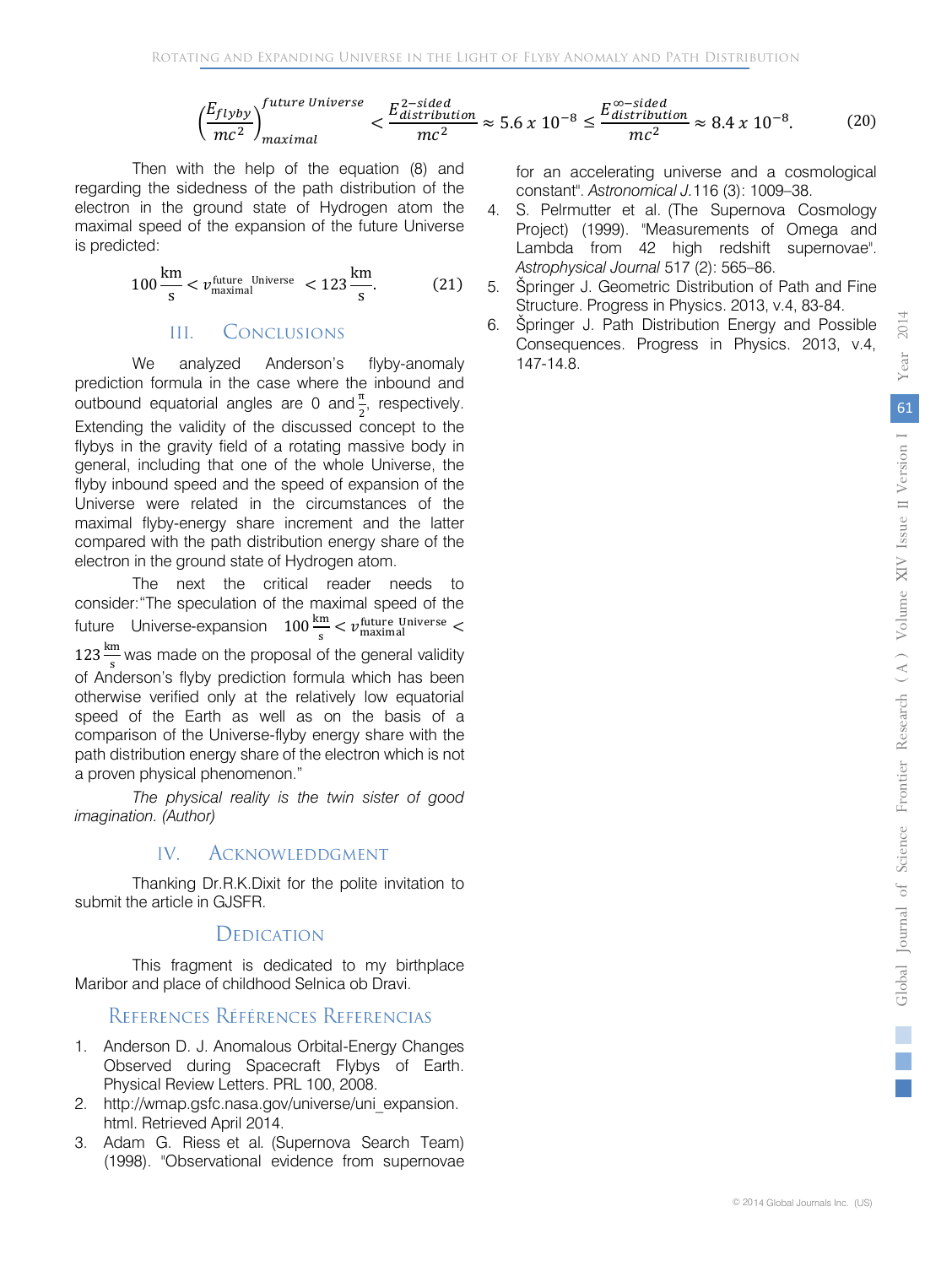$$\left(\frac{E_{flyby}}{mc^2}\right)_{maximal}^{future\ Universe} < \frac{E_{distribution}^{2-sided}}{mc^2} \approx 5.6\ x\ 10^{-8} \leq \frac{E_{distribution}^{\infty-sided}}{mc^2} \approx 8.4\ x\ 10^{-8}. \tag{20}$$

Then with the help of the equation (8) and regarding the sidedness of the path distribution of the electron in the ground state of Hydrogen atom the maximal speed of the expansion of the future Universe is predicted:

$$100\frac{\text{km}}{\text{s}} < v_{\text{maximal}}^{\text{future Universe}} < 123\frac{\text{km}}{\text{s}}. \tag{21}$$

## III. Conclusions

We analyzed Anderson's flyby-anomaly prediction formula in the case where the inbound and outbound equatorial angles are 0 and $\frac{\pi}{2}$, respectively. Extending the validity of the discussed concept to the flybys in the gravity field of a rotating massive body in general, including that one of the whole Universe, the flyby inbound speed and the speed of expansion of the Universe were related in the circumstances of the maximal flyby-energy share increment and the latter compared with the path distribution energy share of the electron in the ground state of Hydrogen atom.

The next the critical reader needs to consider:"The speculation of the maximal speed of the future Universe-expansion $100\frac{\text{km}}{\text{s}} < v_{\text{maximal}}^{\text{future Universe}} < 123\frac{\text{km}}{\text{s}}$ was made on the proposal of the general validity of Anderson's flyby prediction formula which has been otherwise verified only at the relatively low equatorial speed of the Earth as well as on the basis of a comparison of the Universe-flyby energy share with the path distribution energy share of the electron which is not a proven physical phenomenon."

*The physical reality is the twin sister of good imagination. (Author)*

## IV. Acknowleddgment

Thanking Dr.R.K.Dixit for the polite invitation to submit the article in GJSFR.

## Dedication

This fragment is dedicated to my birthplace Maribor and place of childhood Selnica ob Dravi.

## References Références Referencias

1. Anderson D. J. Anomalous Orbital-Energy Changes Observed during Spacecraft Flybys of Earth. Physical Review Letters. PRL 100, 2008.
2. http://wmap.gsfc.nasa.gov/universe/uni_expansion.html. Retrieved April 2014.
3. Adam G. Riess et al. (Supernova Search Team) (1998). "Observational evidence from supernovae for an accelerating universe and a cosmological constant". *Astronomical J.*116 (3): 1009–38.
4. S. Pelrmutter et al. (The Supernova Cosmology Project) (1999). "Measurements of Omega and Lambda from 42 high redshift supernovae". *Astrophysical Journal* 517 (2): 565–86.
5. Špringer J. Geometric Distribution of Path and Fine Structure. Progress in Physics. 2013, v.4, 83-84.
6. Špringer J. Path Distribution Energy and Possible Consequences. Progress in Physics. 2013, v.4, 147-14.8.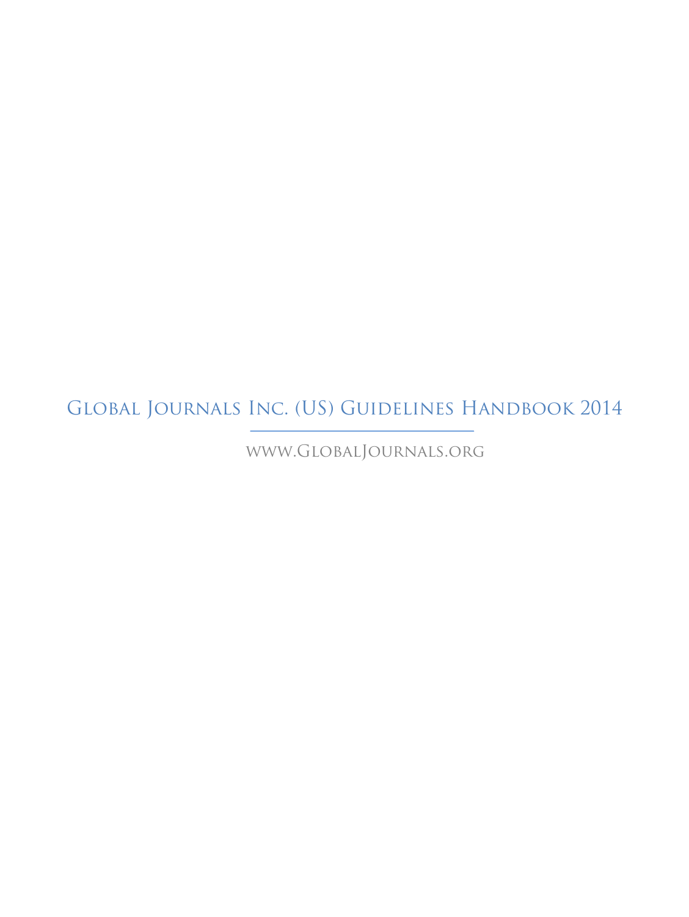Global Journals Inc. (US) Guidelines Handbook 2014

www.GlobalJournals.org